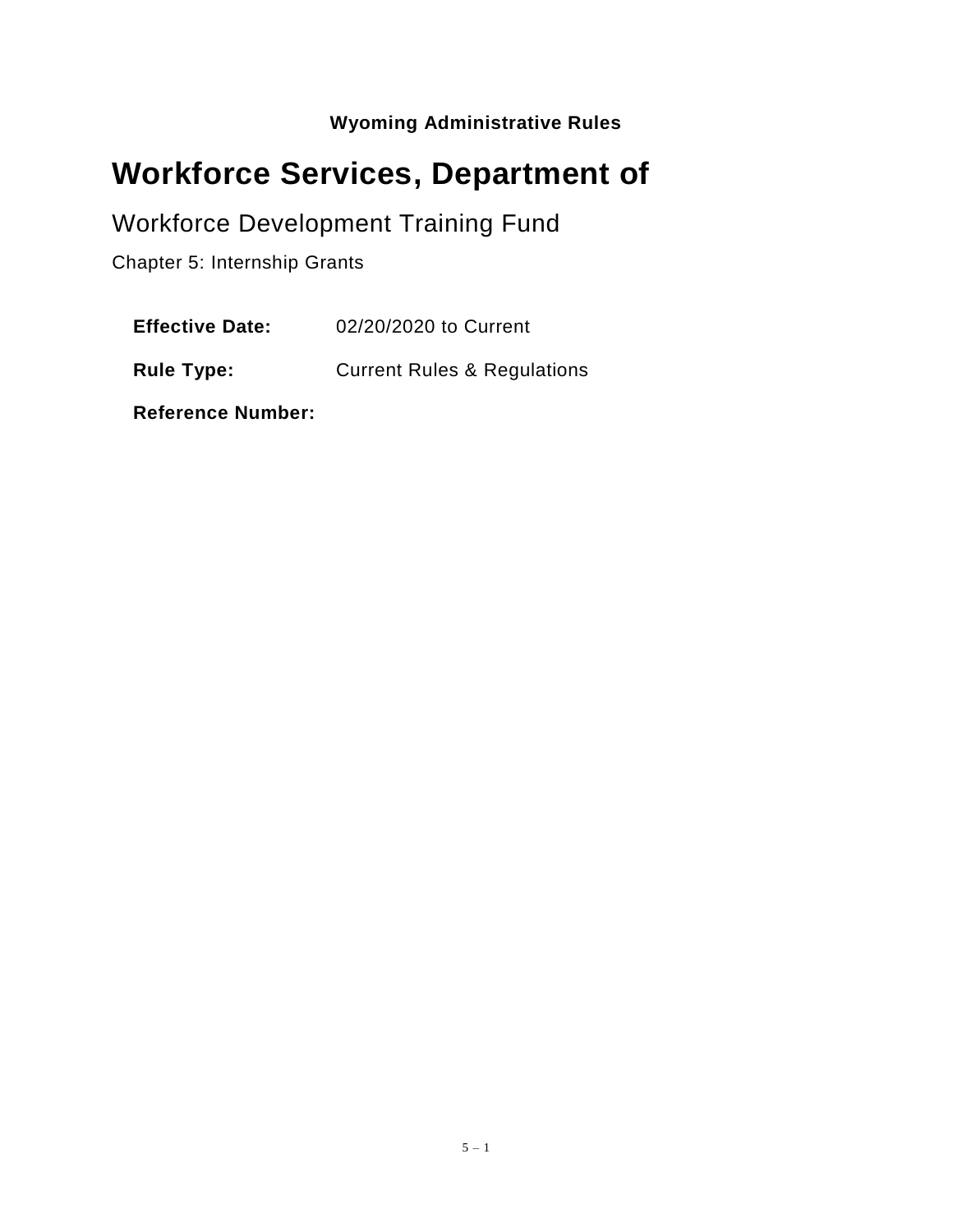**Wyoming Administrative Rules**

# Workforce Services, Department of

## Workforce Development Training Fund

### Chapter 5: Internship Grants

**Effective Date:** 02/20/2020 to Current

**Rule Type:** Current Rules & Regulations

**Reference Number:**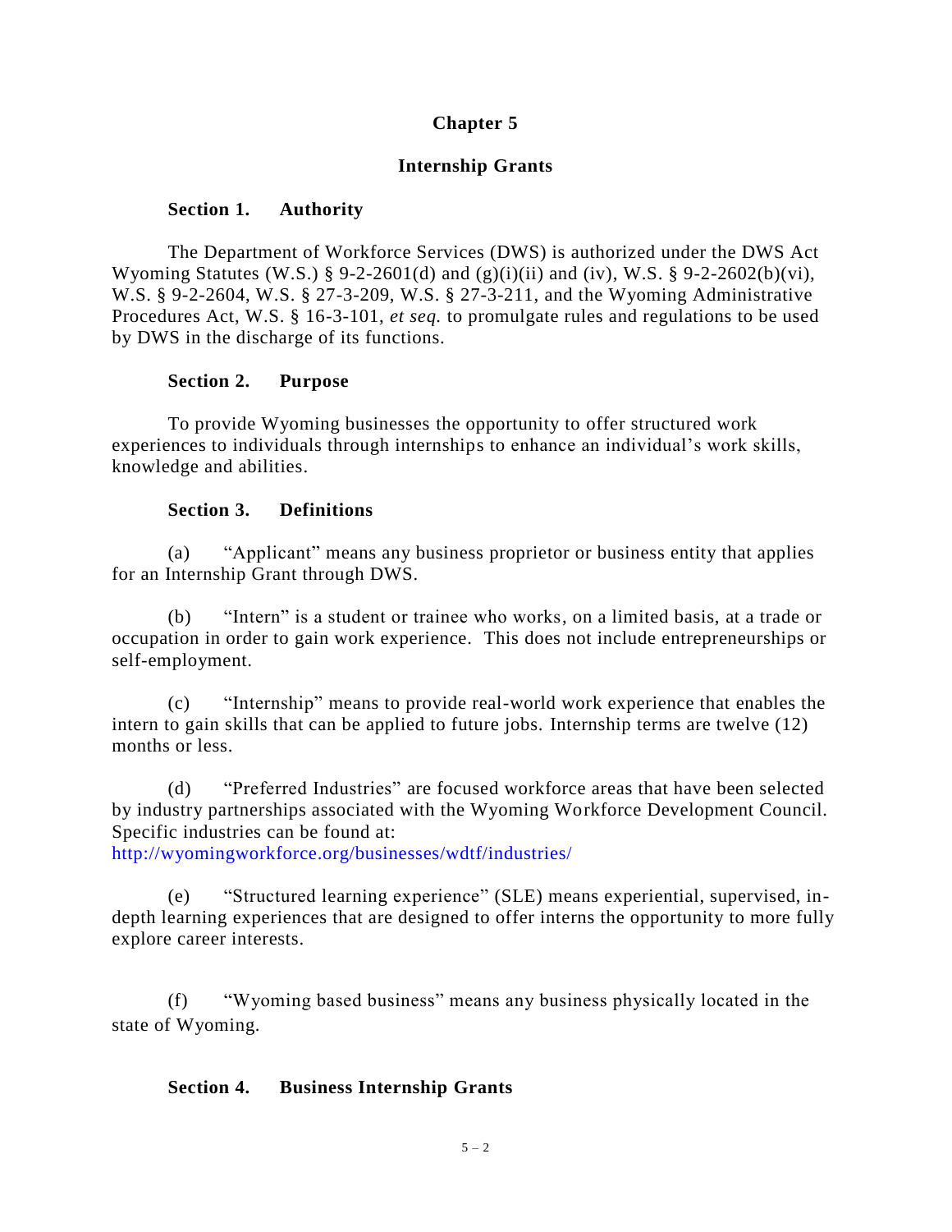# Chapter 5

## Internship Grants

### Section 1. Authority

The Department of Workforce Services (DWS) is authorized under the DWS Act Wyoming Statutes (W.S.) § 9-2-2601(d) and (g)(i)(ii) and (iv), W.S. § 9-2-2602(b)(vi), W.S. § 9-2-2604, W.S. § 27-3-209, W.S. § 27-3-211, and the Wyoming Administrative Procedures Act, W.S. § 16-3-101, *et seq.* to promulgate rules and regulations to be used by DWS in the discharge of its functions.

### Section 2. Purpose

To provide Wyoming businesses the opportunity to offer structured work experiences to individuals through internships to enhance an individual's work skills, knowledge and abilities.

### Section 3. Definitions

(a) "Applicant" means any business proprietor or business entity that applies for an Internship Grant through DWS.

(b) "Intern" is a student or trainee who works, on a limited basis, at a trade or occupation in order to gain work experience. This does not include entrepreneurships or self-employment.

(c) "Internship" means to provide real-world work experience that enables the intern to gain skills that can be applied to future jobs. Internship terms are twelve (12) months or less.

(d) "Preferred Industries" are focused workforce areas that have been selected by industry partnerships associated with the Wyoming Workforce Development Council. Specific industries can be found at: http://wyomingworkforce.org/businesses/wdtf/industries/

(e) "Structured learning experience" (SLE) means experiential, supervised, in-depth learning experiences that are designed to offer interns the opportunity to more fully explore career interests.

(f) "Wyoming based business" means any business physically located in the state of Wyoming.

### Section 4. Business Internship Grants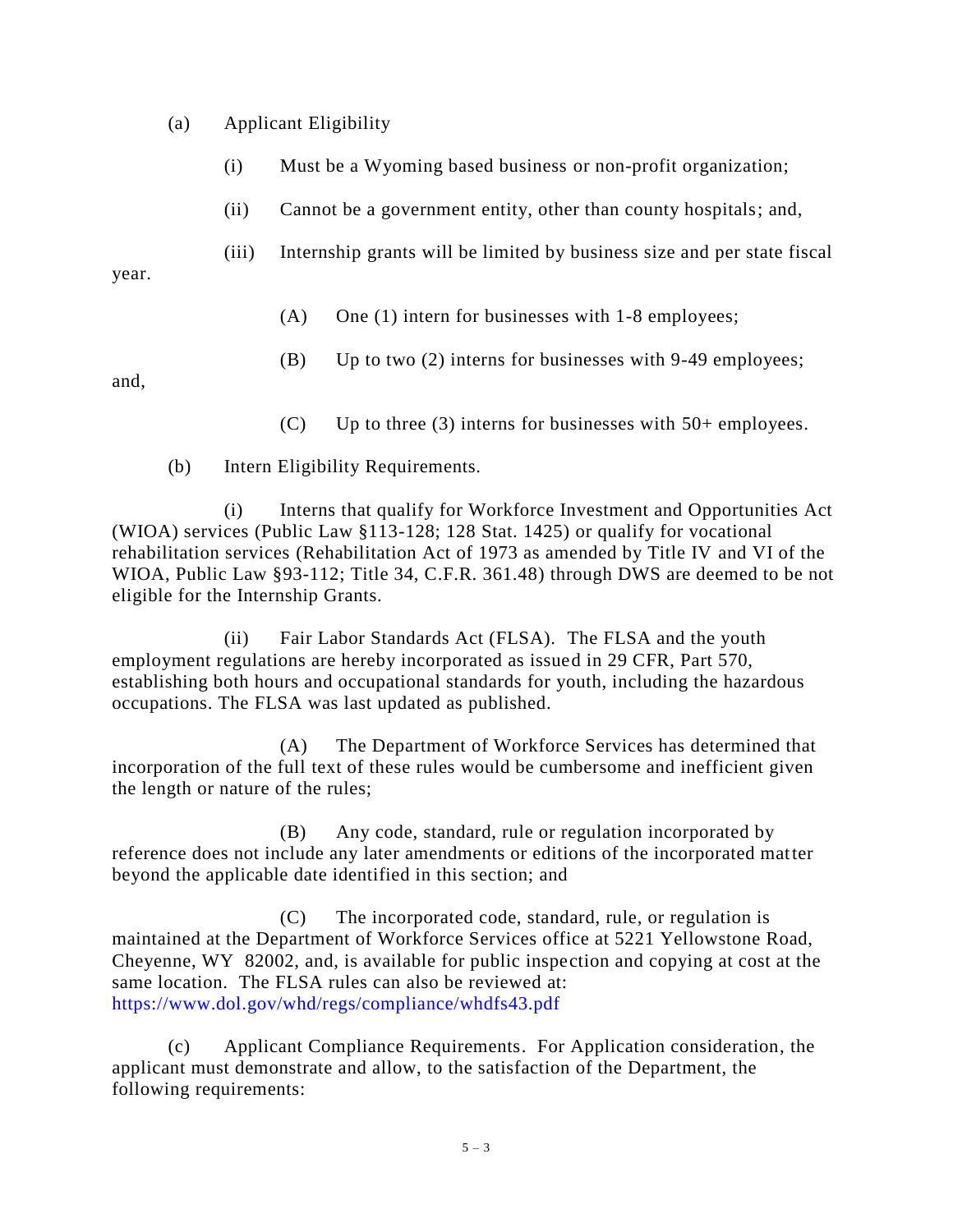(a) Applicant Eligibility

(i) Must be a Wyoming based business or non-profit organization;

(ii) Cannot be a government entity, other than county hospitals; and,

(iii) Internship grants will be limited by business size and per state fiscal year.

(A) One (1) intern for businesses with 1-8 employees;

(B) Up to two (2) interns for businesses with 9-49 employees; and,

(C) Up to three (3) interns for businesses with 50+ employees.

(b) Intern Eligibility Requirements.

(i) Interns that qualify for Workforce Investment and Opportunities Act (WIOA) services (Public Law §113-128; 128 Stat. 1425) or qualify for vocational rehabilitation services (Rehabilitation Act of 1973 as amended by Title IV and VI of the WIOA, Public Law §93-112; Title 34, C.F.R. 361.48) through DWS are deemed to be not eligible for the Internship Grants.

(ii) Fair Labor Standards Act (FLSA). The FLSA and the youth employment regulations are hereby incorporated as issued in 29 CFR, Part 570, establishing both hours and occupational standards for youth, including the hazardous occupations. The FLSA was last updated as published.

(A) The Department of Workforce Services has determined that incorporation of the full text of these rules would be cumbersome and inefficient given the length or nature of the rules;

(B) Any code, standard, rule or regulation incorporated by reference does not include any later amendments or editions of the incorporated matter beyond the applicable date identified in this section; and

(C) The incorporated code, standard, rule, or regulation is maintained at the Department of Workforce Services office at 5221 Yellowstone Road, Cheyenne, WY 82002, and, is available for public inspection and copying at cost at the same location. The FLSA rules can also be reviewed at: https://www.dol.gov/whd/regs/compliance/whdfs43.pdf

(c) Applicant Compliance Requirements. For Application consideration, the applicant must demonstrate and allow, to the satisfaction of the Department, the following requirements: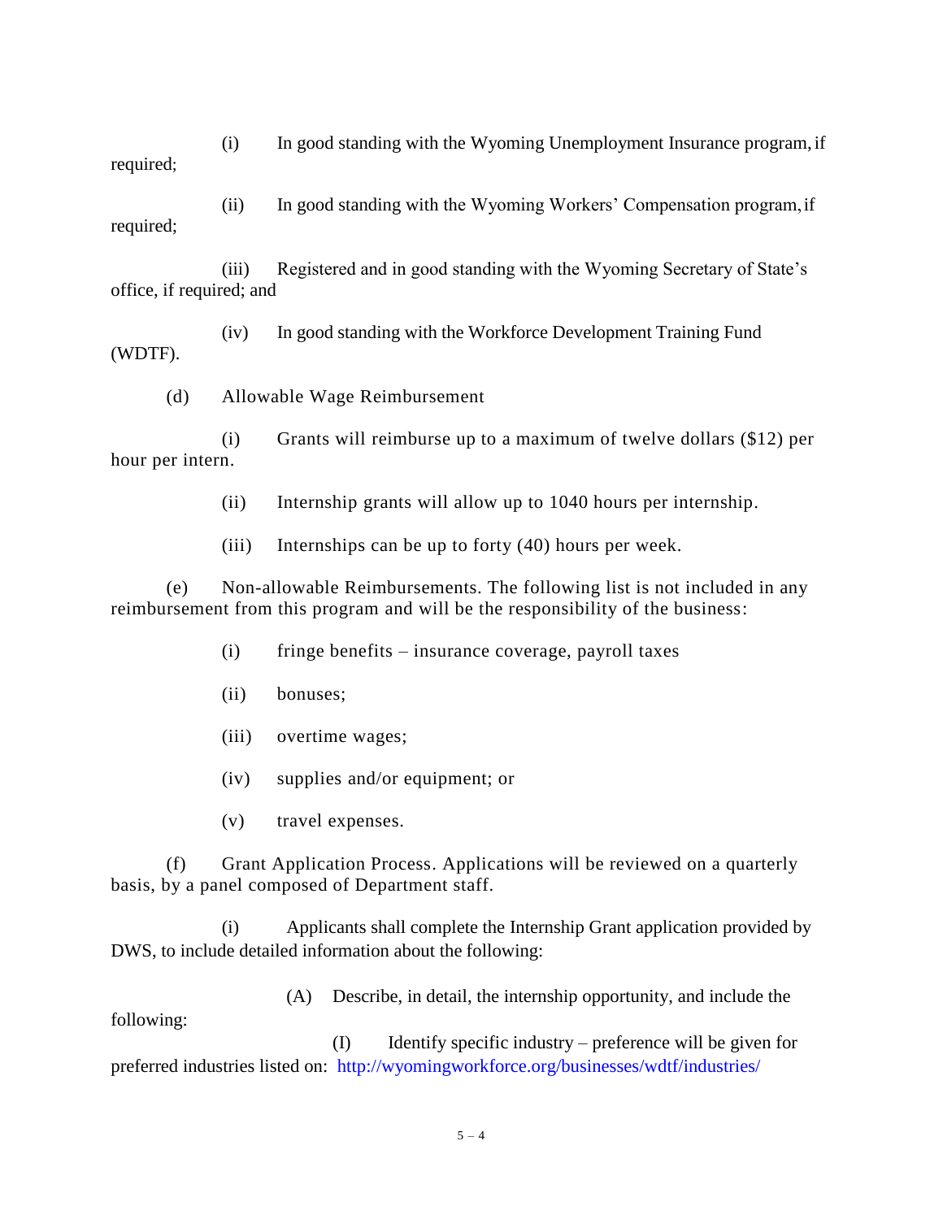(i) In good standing with the Wyoming Unemployment Insurance program, if required;

(ii) In good standing with the Wyoming Workers' Compensation program, if required;

(iii) Registered and in good standing with the Wyoming Secretary of State's office, if required; and

(iv) In good standing with the Workforce Development Training Fund (WDTF).

(d) Allowable Wage Reimbursement

(i) Grants will reimburse up to a maximum of twelve dollars ($12) per hour per intern.

(ii) Internship grants will allow up to 1040 hours per internship.

(iii) Internships can be up to forty (40) hours per week.

(e) Non-allowable Reimbursements. The following list is not included in any reimbursement from this program and will be the responsibility of the business:

(i) fringe benefits – insurance coverage, payroll taxes

(ii) bonuses;

(iii) overtime wages;

(iv) supplies and/or equipment; or

(v) travel expenses.

(f) Grant Application Process. Applications will be reviewed on a quarterly basis, by a panel composed of Department staff.

(i) Applicants shall complete the Internship Grant application provided by DWS, to include detailed information about the following:

(A) Describe, in detail, the internship opportunity, and include the following:

(I) Identify specific industry – preference will be given for preferred industries listed on: http://wyomingworkforce.org/businesses/wdtf/industries/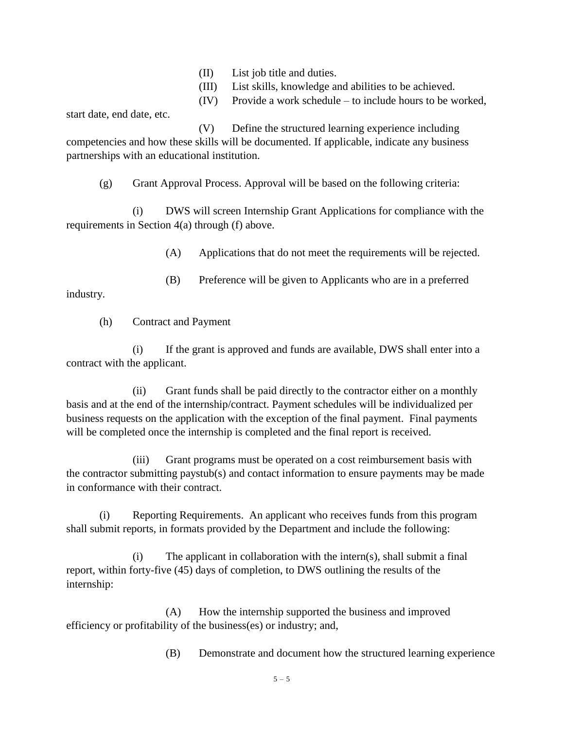(II) List job title and duties.

(III) List skills, knowledge and abilities to be achieved.

(IV) Provide a work schedule – to include hours to be worked, start date, end date, etc.

(V) Define the structured learning experience including competencies and how these skills will be documented. If applicable, indicate any business partnerships with an educational institution.

(g) Grant Approval Process. Approval will be based on the following criteria:

(i) DWS will screen Internship Grant Applications for compliance with the requirements in Section 4(a) through (f) above.

(A) Applications that do not meet the requirements will be rejected.

(B) Preference will be given to Applicants who are in a preferred industry.

(h) Contract and Payment

(i) If the grant is approved and funds are available, DWS shall enter into a contract with the applicant.

(ii) Grant funds shall be paid directly to the contractor either on a monthly basis and at the end of the internship/contract. Payment schedules will be individualized per business requests on the application with the exception of the final payment. Final payments will be completed once the internship is completed and the final report is received.

(iii) Grant programs must be operated on a cost reimbursement basis with the contractor submitting paystub(s) and contact information to ensure payments may be made in conformance with their contract.

(i) Reporting Requirements. An applicant who receives funds from this program shall submit reports, in formats provided by the Department and include the following:

(i) The applicant in collaboration with the intern(s), shall submit a final report, within forty-five (45) days of completion, to DWS outlining the results of the internship:

(A) How the internship supported the business and improved efficiency or profitability of the business(es) or industry; and,

(B) Demonstrate and document how the structured learning experience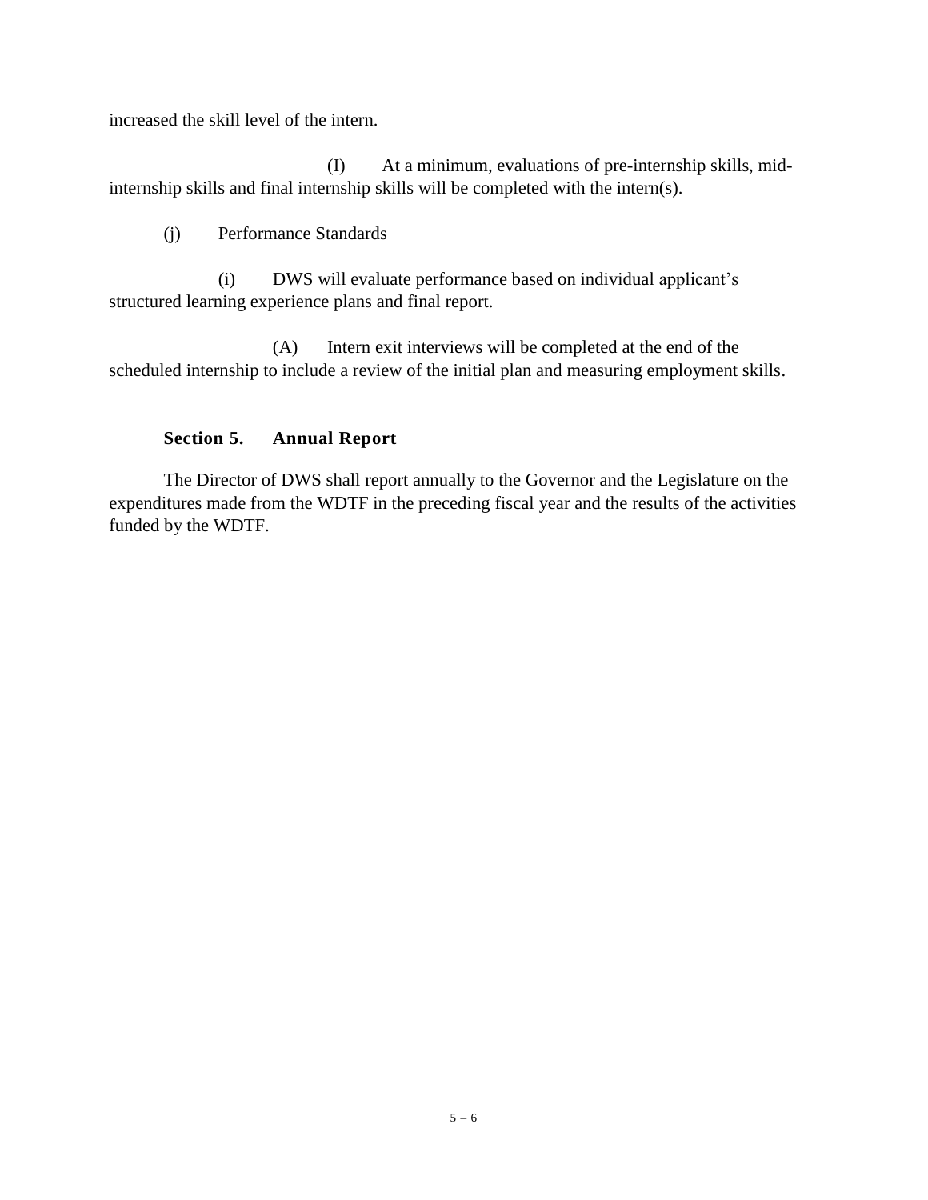increased the skill level of the intern.

(I) At a minimum, evaluations of pre-internship skills, mid-internship skills and final internship skills will be completed with the intern(s).

(j) Performance Standards

(i) DWS will evaluate performance based on individual applicant's structured learning experience plans and final report.

(A) Intern exit interviews will be completed at the end of the scheduled internship to include a review of the initial plan and measuring employment skills.

**Section 5. Annual Report**

The Director of DWS shall report annually to the Governor and the Legislature on the expenditures made from the WDTF in the preceding fiscal year and the results of the activities funded by the WDTF.